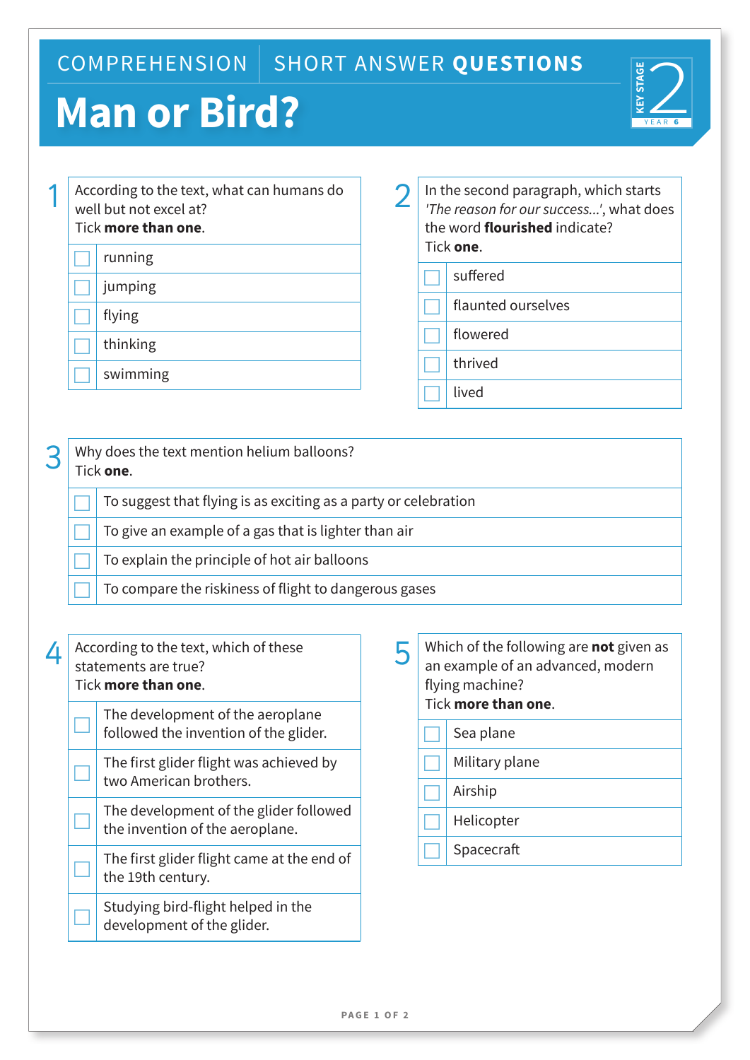COMPREHENSION | SHORT ANSWER **QUESTIONS**

KEY STAGE 2 YEAR 6

# Man or Bird?

**1** According to the text, what can humans do well but not excel at?
Tick **more than one**.

- ☐ running
- ☐ jumping
- ☐ flying
- ☐ thinking
- ☐ swimming

**2** In the second paragraph, which starts *'The reason for our success...'*, what does the word **flourished** indicate?
Tick **one**.

- ☐ suffered
- ☐ flaunted ourselves
- ☐ flowered
- ☐ thrived
- ☐ lived

**3** Why does the text mention helium balloons?
Tick **one**.

- ☐ To suggest that flying is as exciting as a party or celebration
- ☐ To give an example of a gas that is lighter than air
- ☐ To explain the principle of hot air balloons
- ☐ To compare the riskiness of flight to dangerous gases

**4** According to the text, which of these statements are true?
Tick **more than one**.

- ☐ The development of the aeroplane followed the invention of the glider.
- ☐ The first glider flight was achieved by two American brothers.
- ☐ The development of the glider followed the invention of the aeroplane.
- ☐ The first glider flight came at the end of the 19th century.
- ☐ Studying bird-flight helped in the development of the glider.

**5** Which of the following are **not** given as an example of an advanced, modern flying machine?
Tick **more than one**.

- ☐ Sea plane
- ☐ Military plane
- ☐ Airship
- ☐ Helicopter
- ☐ Spacecraft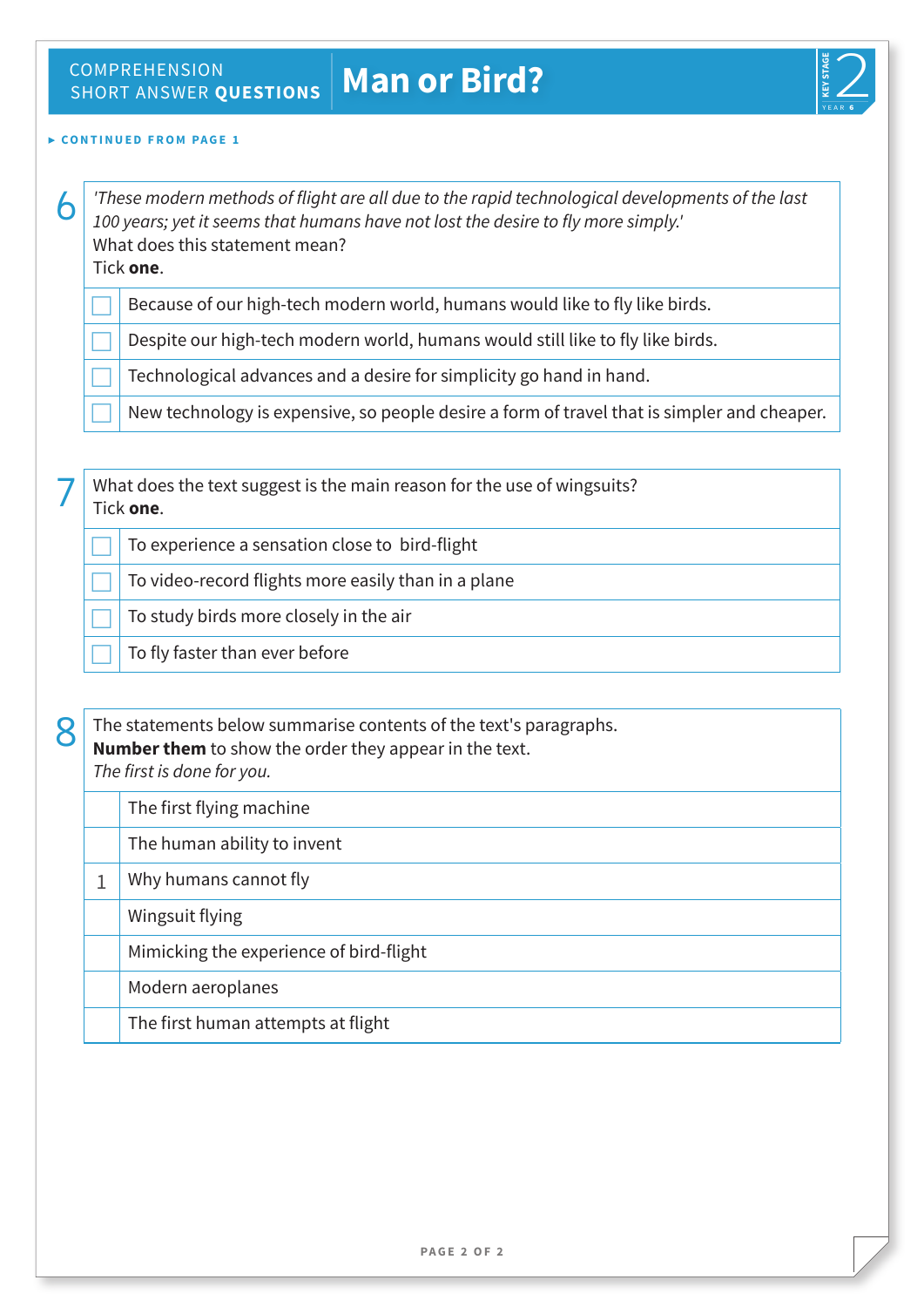COMPREHENSION SHORT ANSWER **QUESTIONS**

# Man or Bird?

▸ **CONTINUED FROM PAGE 1**

**6** *'These modern methods of flight are all due to the rapid technological developments of the last 100 years; yet it seems that humans have not lost the desire to fly more simply.'*
What does this statement mean?
Tick **one**.

- ☐ Because of our high-tech modern world, humans would like to fly like birds.
- ☐ Despite our high-tech modern world, humans would still like to fly like birds.
- ☐ Technological advances and a desire for simplicity go hand in hand.
- ☐ New technology is expensive, so people desire a form of travel that is simpler and cheaper.

**7** What does the text suggest is the main reason for the use of wingsuits?
Tick **one**.

- ☐ To experience a sensation close to bird-flight
- ☐ To video-record flights more easily than in a plane
- ☐ To study birds more closely in the air
- ☐ To fly faster than ever before

**8** The statements below summarise contents of the text's paragraphs.
**Number them** to show the order they appear in the text.
*The first is done for you.*

| | |
|---|---|
| | The first flying machine |
| | The human ability to invent |
| 1 | Why humans cannot fly |
| | Wingsuit flying |
| | Mimicking the experience of bird-flight |
| | Modern aeroplanes |
| | The first human attempts at flight |